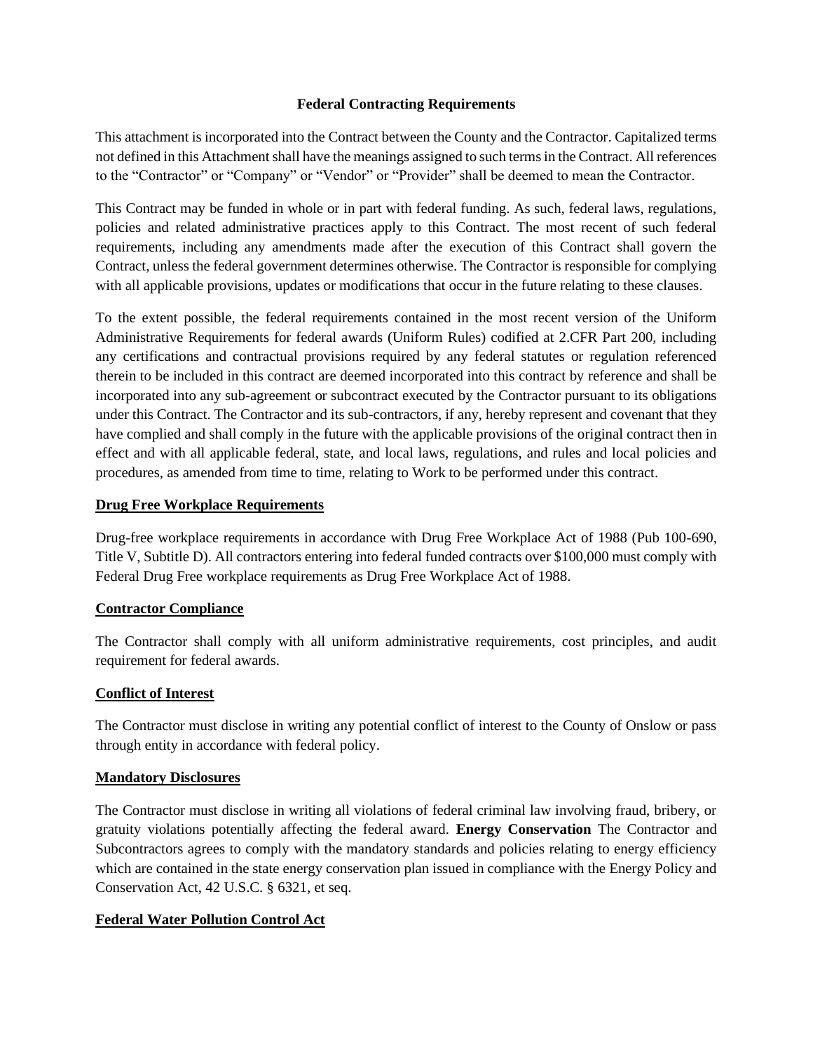**Federal Contracting Requirements**

This attachment is incorporated into the Contract between the County and the Contractor. Capitalized terms not defined in this Attachment shall have the meanings assigned to such terms in the Contract. All references to the "Contractor" or "Company" or "Vendor" or "Provider" shall be deemed to mean the Contractor.

This Contract may be funded in whole or in part with federal funding. As such, federal laws, regulations, policies and related administrative practices apply to this Contract. The most recent of such federal requirements, including any amendments made after the execution of this Contract shall govern the Contract, unless the federal government determines otherwise. The Contractor is responsible for complying with all applicable provisions, updates or modifications that occur in the future relating to these clauses.

To the extent possible, the federal requirements contained in the most recent version of the Uniform Administrative Requirements for federal awards (Uniform Rules) codified at 2.CFR Part 200, including any certifications and contractual provisions required by any federal statutes or regulation referenced therein to be included in this contract are deemed incorporated into this contract by reference and shall be incorporated into any sub-agreement or subcontract executed by the Contractor pursuant to its obligations under this Contract. The Contractor and its sub-contractors, if any, hereby represent and covenant that they have complied and shall comply in the future with the applicable provisions of the original contract then in effect and with all applicable federal, state, and local laws, regulations, and rules and local policies and procedures, as amended from time to time, relating to Work to be performed under this contract.

**Drug Free Workplace Requirements**

Drug-free workplace requirements in accordance with Drug Free Workplace Act of 1988 (Pub 100-690, Title V, Subtitle D). All contractors entering into federal funded contracts over $100,000 must comply with Federal Drug Free workplace requirements as Drug Free Workplace Act of 1988.

**Contractor Compliance**

The Contractor shall comply with all uniform administrative requirements, cost principles, and audit requirement for federal awards.

**Conflict of Interest**

The Contractor must disclose in writing any potential conflict of interest to the County of Onslow or pass through entity in accordance with federal policy.

**Mandatory Disclosures**

The Contractor must disclose in writing all violations of federal criminal law involving fraud, bribery, or gratuity violations potentially affecting the federal award. **Energy Conservation** The Contractor and Subcontractors agrees to comply with the mandatory standards and policies relating to energy efficiency which are contained in the state energy conservation plan issued in compliance with the Energy Policy and Conservation Act, 42 U.S.C. § 6321, et seq.

**Federal Water Pollution Control Act**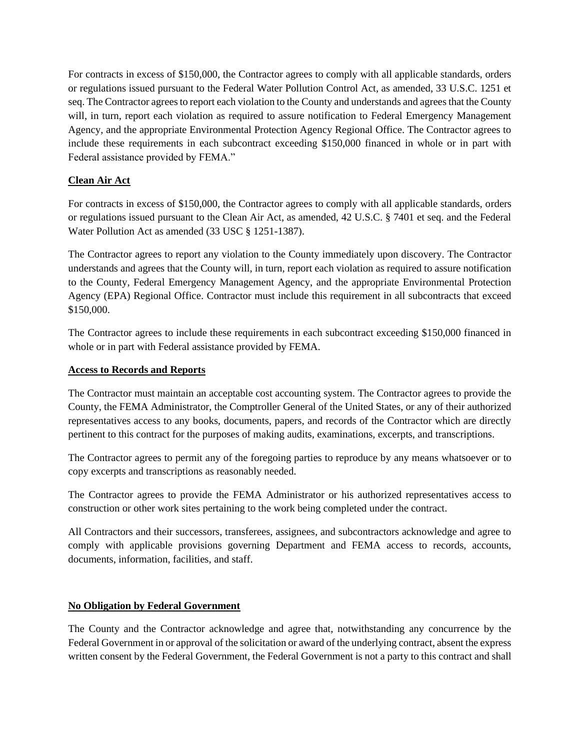For contracts in excess of $150,000, the Contractor agrees to comply with all applicable standards, orders or regulations issued pursuant to the Federal Water Pollution Control Act, as amended, 33 U.S.C. 1251 et seq. The Contractor agrees to report each violation to the County and understands and agrees that the County will, in turn, report each violation as required to assure notification to Federal Emergency Management Agency, and the appropriate Environmental Protection Agency Regional Office. The Contractor agrees to include these requirements in each subcontract exceeding $150,000 financed in whole or in part with Federal assistance provided by FEMA."

**Clean Air Act**

For contracts in excess of $150,000, the Contractor agrees to comply with all applicable standards, orders or regulations issued pursuant to the Clean Air Act, as amended, 42 U.S.C. § 7401 et seq. and the Federal Water Pollution Act as amended (33 USC § 1251-1387).

The Contractor agrees to report any violation to the County immediately upon discovery. The Contractor understands and agrees that the County will, in turn, report each violation as required to assure notification to the County, Federal Emergency Management Agency, and the appropriate Environmental Protection Agency (EPA) Regional Office. Contractor must include this requirement in all subcontracts that exceed $150,000.

The Contractor agrees to include these requirements in each subcontract exceeding $150,000 financed in whole or in part with Federal assistance provided by FEMA.

**Access to Records and Reports**

The Contractor must maintain an acceptable cost accounting system. The Contractor agrees to provide the County, the FEMA Administrator, the Comptroller General of the United States, or any of their authorized representatives access to any books, documents, papers, and records of the Contractor which are directly pertinent to this contract for the purposes of making audits, examinations, excerpts, and transcriptions.

The Contractor agrees to permit any of the foregoing parties to reproduce by any means whatsoever or to copy excerpts and transcriptions as reasonably needed.

The Contractor agrees to provide the FEMA Administrator or his authorized representatives access to construction or other work sites pertaining to the work being completed under the contract.

All Contractors and their successors, transferees, assignees, and subcontractors acknowledge and agree to comply with applicable provisions governing Department and FEMA access to records, accounts, documents, information, facilities, and staff.

**No Obligation by Federal Government**

The County and the Contractor acknowledge and agree that, notwithstanding any concurrence by the Federal Government in or approval of the solicitation or award of the underlying contract, absent the express written consent by the Federal Government, the Federal Government is not a party to this contract and shall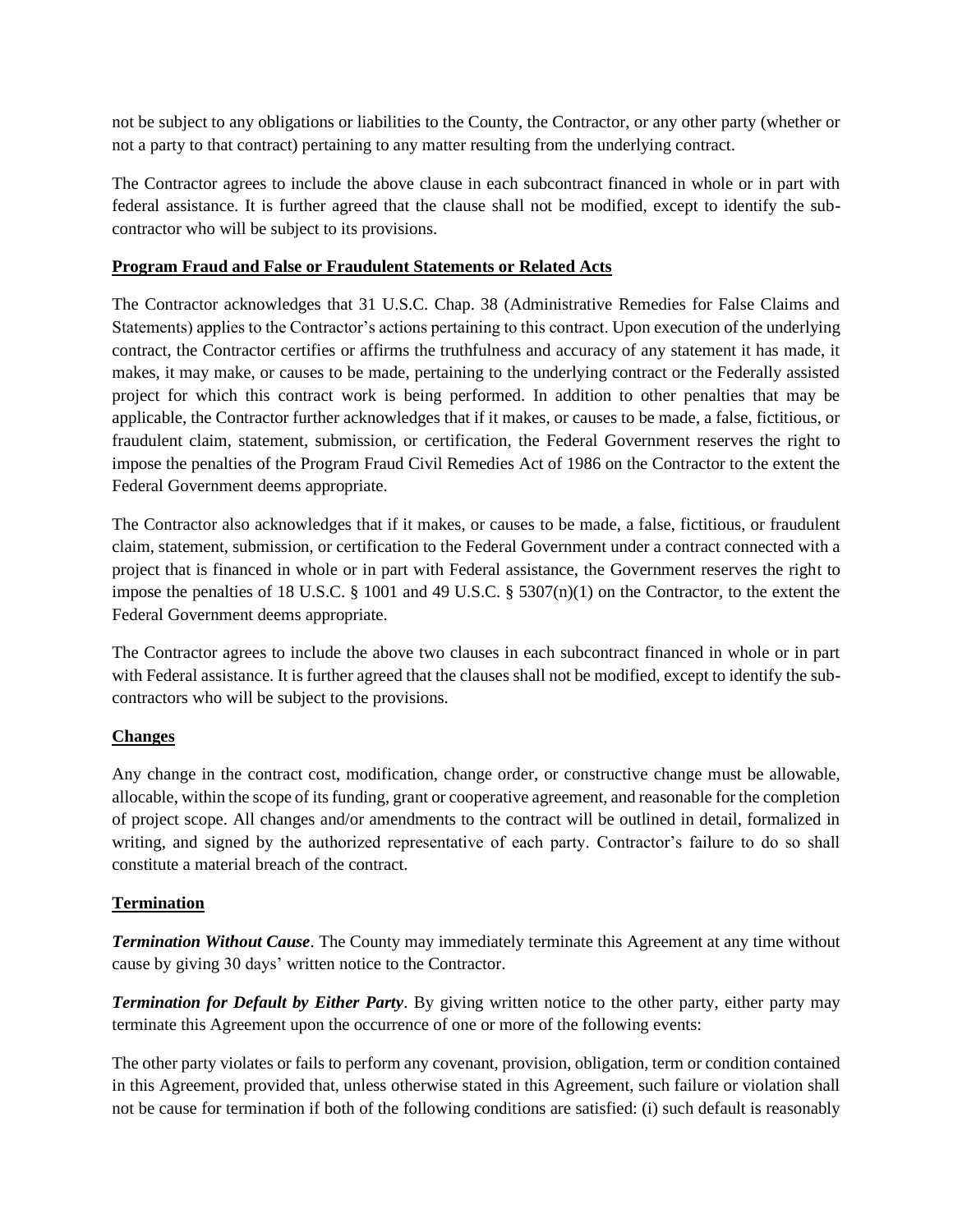not be subject to any obligations or liabilities to the County, the Contractor, or any other party (whether or not a party to that contract) pertaining to any matter resulting from the underlying contract.

The Contractor agrees to include the above clause in each subcontract financed in whole or in part with federal assistance. It is further agreed that the clause shall not be modified, except to identify the sub-contractor who will be subject to its provisions.

**Program Fraud and False or Fraudulent Statements or Related Acts**

The Contractor acknowledges that 31 U.S.C. Chap. 38 (Administrative Remedies for False Claims and Statements) applies to the Contractor's actions pertaining to this contract. Upon execution of the underlying contract, the Contractor certifies or affirms the truthfulness and accuracy of any statement it has made, it makes, it may make, or causes to be made, pertaining to the underlying contract or the Federally assisted project for which this contract work is being performed. In addition to other penalties that may be applicable, the Contractor further acknowledges that if it makes, or causes to be made, a false, fictitious, or fraudulent claim, statement, submission, or certification, the Federal Government reserves the right to impose the penalties of the Program Fraud Civil Remedies Act of 1986 on the Contractor to the extent the Federal Government deems appropriate.

The Contractor also acknowledges that if it makes, or causes to be made, a false, fictitious, or fraudulent claim, statement, submission, or certification to the Federal Government under a contract connected with a project that is financed in whole or in part with Federal assistance, the Government reserves the right to impose the penalties of 18 U.S.C. § 1001 and 49 U.S.C. § 5307(n)(1) on the Contractor, to the extent the Federal Government deems appropriate.

The Contractor agrees to include the above two clauses in each subcontract financed in whole or in part with Federal assistance. It is further agreed that the clauses shall not be modified, except to identify the sub-contractors who will be subject to the provisions.

**Changes**

Any change in the contract cost, modification, change order, or constructive change must be allowable, allocable, within the scope of its funding, grant or cooperative agreement, and reasonable for the completion of project scope. All changes and/or amendments to the contract will be outlined in detail, formalized in writing, and signed by the authorized representative of each party. Contractor's failure to do so shall constitute a material breach of the contract.

**Termination**

***Termination Without Cause***. The County may immediately terminate this Agreement at any time without cause by giving 30 days' written notice to the Contractor.

***Termination for Default by Either Party***. By giving written notice to the other party, either party may terminate this Agreement upon the occurrence of one or more of the following events:

The other party violates or fails to perform any covenant, provision, obligation, term or condition contained in this Agreement, provided that, unless otherwise stated in this Agreement, such failure or violation shall not be cause for termination if both of the following conditions are satisfied: (i) such default is reasonably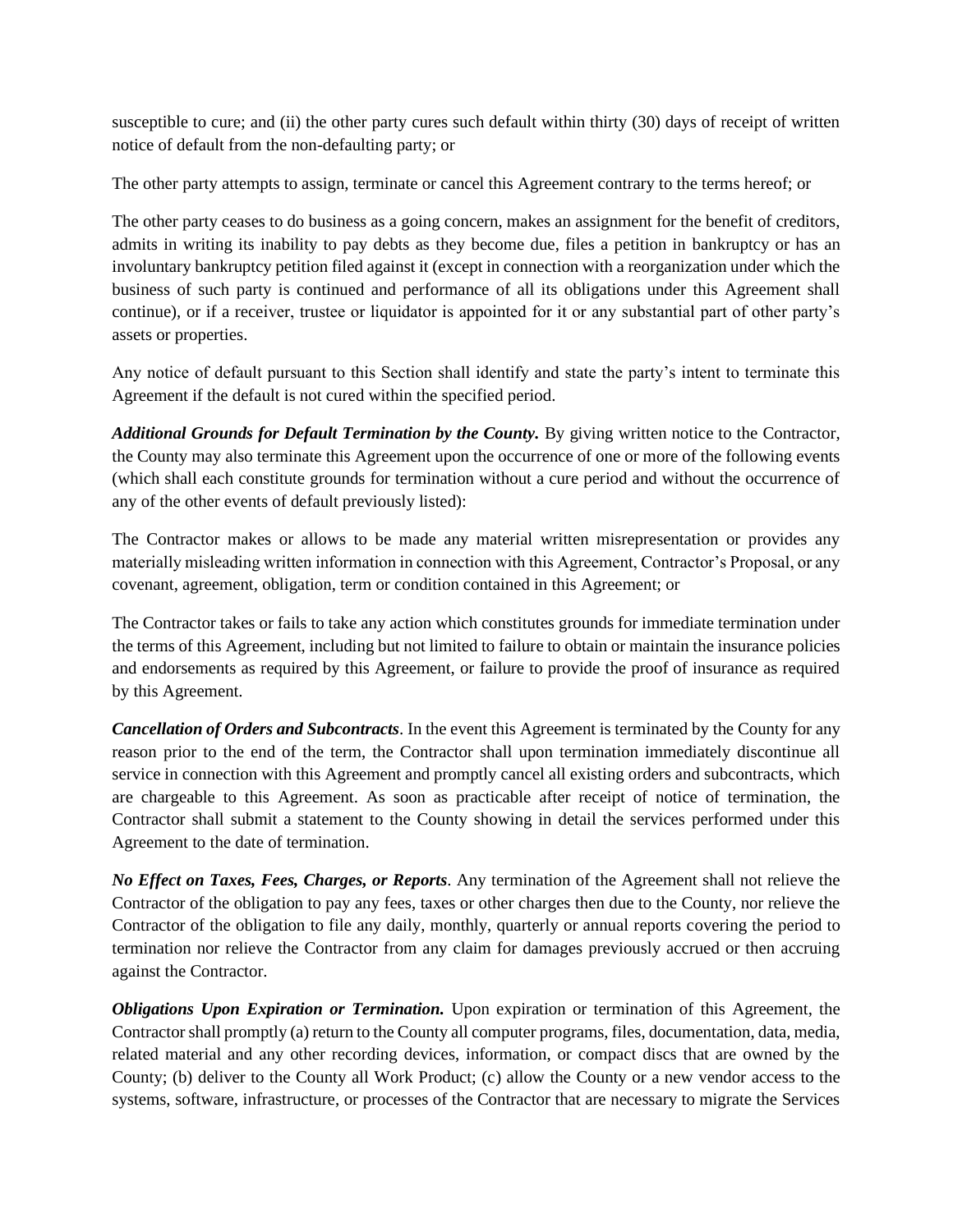susceptible to cure; and (ii) the other party cures such default within thirty (30) days of receipt of written notice of default from the non-defaulting party; or

The other party attempts to assign, terminate or cancel this Agreement contrary to the terms hereof; or

The other party ceases to do business as a going concern, makes an assignment for the benefit of creditors, admits in writing its inability to pay debts as they become due, files a petition in bankruptcy or has an involuntary bankruptcy petition filed against it (except in connection with a reorganization under which the business of such party is continued and performance of all its obligations under this Agreement shall continue), or if a receiver, trustee or liquidator is appointed for it or any substantial part of other party's assets or properties.

Any notice of default pursuant to this Section shall identify and state the party's intent to terminate this Agreement if the default is not cured within the specified period.

***Additional Grounds for Default Termination by the County.*** By giving written notice to the Contractor, the County may also terminate this Agreement upon the occurrence of one or more of the following events (which shall each constitute grounds for termination without a cure period and without the occurrence of any of the other events of default previously listed):

The Contractor makes or allows to be made any material written misrepresentation or provides any materially misleading written information in connection with this Agreement, Contractor's Proposal, or any covenant, agreement, obligation, term or condition contained in this Agreement; or

The Contractor takes or fails to take any action which constitutes grounds for immediate termination under the terms of this Agreement, including but not limited to failure to obtain or maintain the insurance policies and endorsements as required by this Agreement, or failure to provide the proof of insurance as required by this Agreement.

***Cancellation of Orders and Subcontracts***. In the event this Agreement is terminated by the County for any reason prior to the end of the term, the Contractor shall upon termination immediately discontinue all service in connection with this Agreement and promptly cancel all existing orders and subcontracts, which are chargeable to this Agreement. As soon as practicable after receipt of notice of termination, the Contractor shall submit a statement to the County showing in detail the services performed under this Agreement to the date of termination.

***No Effect on Taxes, Fees, Charges, or Reports***. Any termination of the Agreement shall not relieve the Contractor of the obligation to pay any fees, taxes or other charges then due to the County, nor relieve the Contractor of the obligation to file any daily, monthly, quarterly or annual reports covering the period to termination nor relieve the Contractor from any claim for damages previously accrued or then accruing against the Contractor.

***Obligations Upon Expiration or Termination.*** Upon expiration or termination of this Agreement, the Contractor shall promptly (a) return to the County all computer programs, files, documentation, data, media, related material and any other recording devices, information, or compact discs that are owned by the County; (b) deliver to the County all Work Product; (c) allow the County or a new vendor access to the systems, software, infrastructure, or processes of the Contractor that are necessary to migrate the Services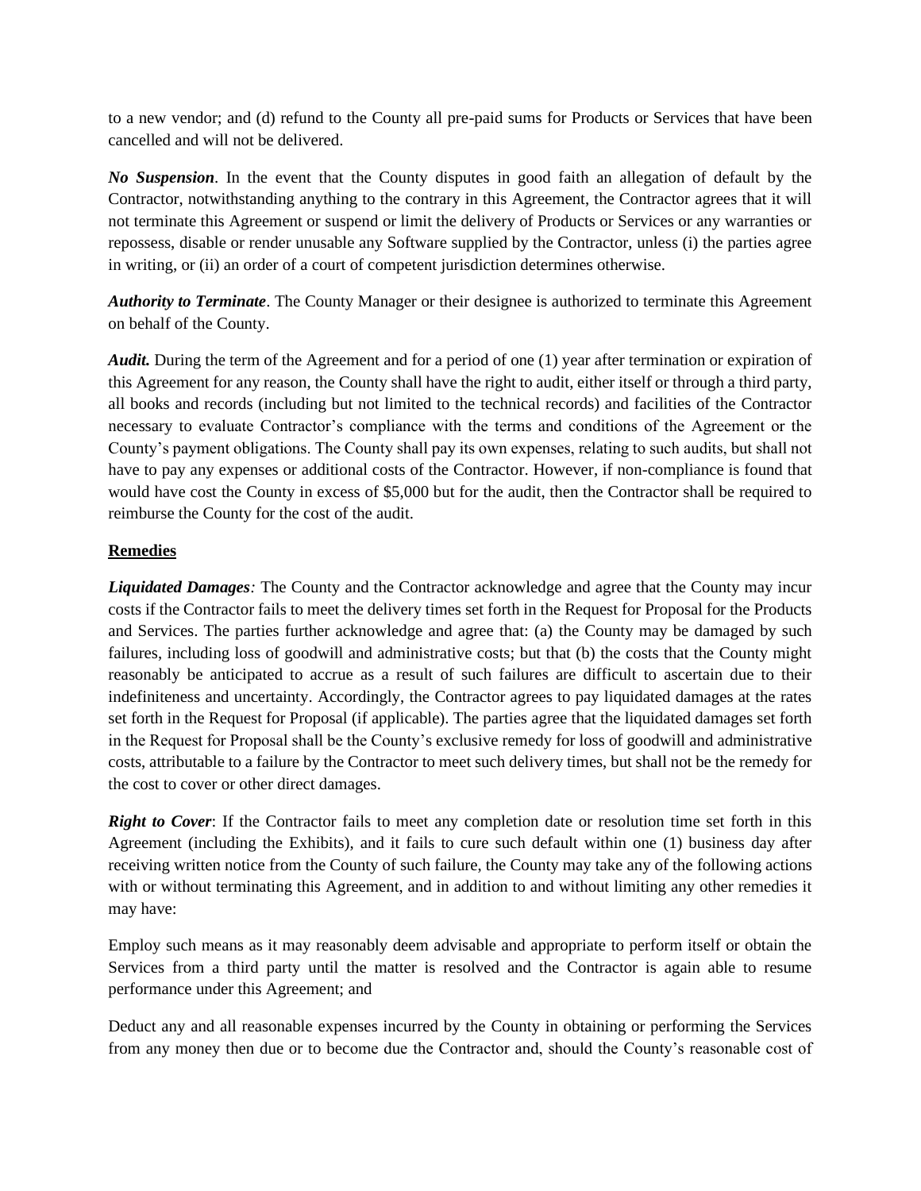to a new vendor; and (d) refund to the County all pre-paid sums for Products or Services that have been cancelled and will not be delivered.

***No Suspension***. In the event that the County disputes in good faith an allegation of default by the Contractor, notwithstanding anything to the contrary in this Agreement, the Contractor agrees that it will not terminate this Agreement or suspend or limit the delivery of Products or Services or any warranties or repossess, disable or render unusable any Software supplied by the Contractor, unless (i) the parties agree in writing, or (ii) an order of a court of competent jurisdiction determines otherwise.

***Authority to Terminate***. The County Manager or their designee is authorized to terminate this Agreement on behalf of the County.

***Audit.*** During the term of the Agreement and for a period of one (1) year after termination or expiration of this Agreement for any reason, the County shall have the right to audit, either itself or through a third party, all books and records (including but not limited to the technical records) and facilities of the Contractor necessary to evaluate Contractor's compliance with the terms and conditions of the Agreement or the County's payment obligations. The County shall pay its own expenses, relating to such audits, but shall not have to pay any expenses or additional costs of the Contractor. However, if non-compliance is found that would have cost the County in excess of $5,000 but for the audit, then the Contractor shall be required to reimburse the County for the cost of the audit.

<u>**Remedies**</u>

***Liquidated Damages**:* The County and the Contractor acknowledge and agree that the County may incur costs if the Contractor fails to meet the delivery times set forth in the Request for Proposal for the Products and Services. The parties further acknowledge and agree that: (a) the County may be damaged by such failures, including loss of goodwill and administrative costs; but that (b) the costs that the County might reasonably be anticipated to accrue as a result of such failures are difficult to ascertain due to their indefiniteness and uncertainty. Accordingly, the Contractor agrees to pay liquidated damages at the rates set forth in the Request for Proposal (if applicable). The parties agree that the liquidated damages set forth in the Request for Proposal shall be the County's exclusive remedy for loss of goodwill and administrative costs, attributable to a failure by the Contractor to meet such delivery times, but shall not be the remedy for the cost to cover or other direct damages.

***Right to Cover***: If the Contractor fails to meet any completion date or resolution time set forth in this Agreement (including the Exhibits), and it fails to cure such default within one (1) business day after receiving written notice from the County of such failure, the County may take any of the following actions with or without terminating this Agreement, and in addition to and without limiting any other remedies it may have:

Employ such means as it may reasonably deem advisable and appropriate to perform itself or obtain the Services from a third party until the matter is resolved and the Contractor is again able to resume performance under this Agreement; and

Deduct any and all reasonable expenses incurred by the County in obtaining or performing the Services from any money then due or to become due the Contractor and, should the County's reasonable cost of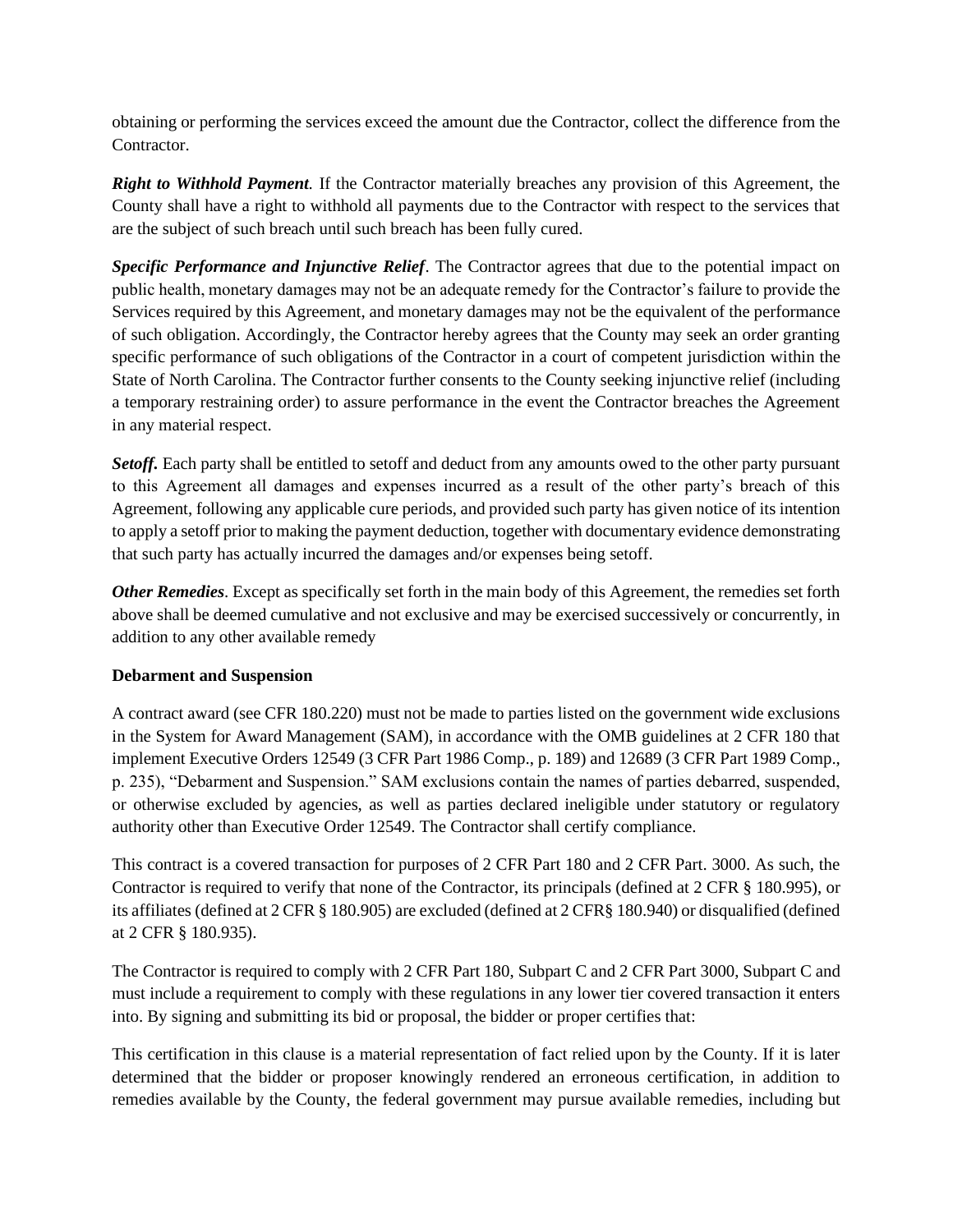obtaining or performing the services exceed the amount due the Contractor, collect the difference from the Contractor.

***Right to Withhold Payment*.** If the Contractor materially breaches any provision of this Agreement, the County shall have a right to withhold all payments due to the Contractor with respect to the services that are the subject of such breach until such breach has been fully cured.

***Specific Performance and Injunctive Relief***. The Contractor agrees that due to the potential impact on public health, monetary damages may not be an adequate remedy for the Contractor's failure to provide the Services required by this Agreement, and monetary damages may not be the equivalent of the performance of such obligation. Accordingly, the Contractor hereby agrees that the County may seek an order granting specific performance of such obligations of the Contractor in a court of competent jurisdiction within the State of North Carolina. The Contractor further consents to the County seeking injunctive relief (including a temporary restraining order) to assure performance in the event the Contractor breaches the Agreement in any material respect.

***Setoff*.** Each party shall be entitled to setoff and deduct from any amounts owed to the other party pursuant to this Agreement all damages and expenses incurred as a result of the other party's breach of this Agreement, following any applicable cure periods, and provided such party has given notice of its intention to apply a setoff prior to making the payment deduction, together with documentary evidence demonstrating that such party has actually incurred the damages and/or expenses being setoff.

***Other Remedies***. Except as specifically set forth in the main body of this Agreement, the remedies set forth above shall be deemed cumulative and not exclusive and may be exercised successively or concurrently, in addition to any other available remedy

**Debarment and Suspension**

A contract award (see CFR 180.220) must not be made to parties listed on the government wide exclusions in the System for Award Management (SAM), in accordance with the OMB guidelines at 2 CFR 180 that implement Executive Orders 12549 (3 CFR Part 1986 Comp., p. 189) and 12689 (3 CFR Part 1989 Comp., p. 235), "Debarment and Suspension." SAM exclusions contain the names of parties debarred, suspended, or otherwise excluded by agencies, as well as parties declared ineligible under statutory or regulatory authority other than Executive Order 12549. The Contractor shall certify compliance.

This contract is a covered transaction for purposes of 2 CFR Part 180 and 2 CFR Part. 3000. As such, the Contractor is required to verify that none of the Contractor, its principals (defined at 2 CFR § 180.995), or its affiliates (defined at 2 CFR § 180.905) are excluded (defined at 2 CFR§ 180.940) or disqualified (defined at 2 CFR § 180.935).

The Contractor is required to comply with 2 CFR Part 180, Subpart C and 2 CFR Part 3000, Subpart C and must include a requirement to comply with these regulations in any lower tier covered transaction it enters into. By signing and submitting its bid or proposal, the bidder or proper certifies that:

This certification in this clause is a material representation of fact relied upon by the County. If it is later determined that the bidder or proposer knowingly rendered an erroneous certification, in addition to remedies available by the County, the federal government may pursue available remedies, including but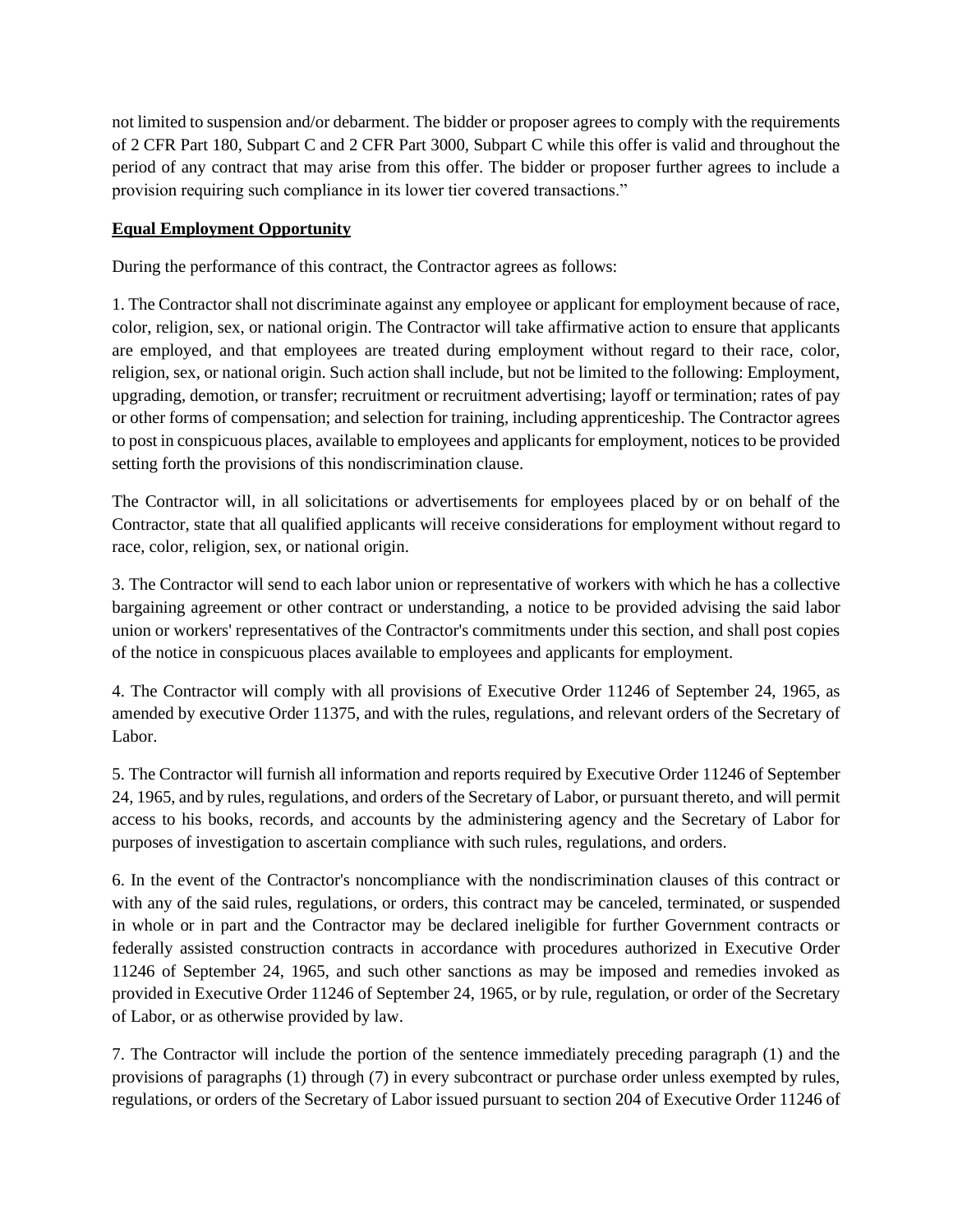not limited to suspension and/or debarment. The bidder or proposer agrees to comply with the requirements of 2 CFR Part 180, Subpart C and 2 CFR Part 3000, Subpart C while this offer is valid and throughout the period of any contract that may arise from this offer. The bidder or proposer further agrees to include a provision requiring such compliance in its lower tier covered transactions."

**Equal Employment Opportunity**

During the performance of this contract, the Contractor agrees as follows:

1. The Contractor shall not discriminate against any employee or applicant for employment because of race, color, religion, sex, or national origin. The Contractor will take affirmative action to ensure that applicants are employed, and that employees are treated during employment without regard to their race, color, religion, sex, or national origin. Such action shall include, but not be limited to the following: Employment, upgrading, demotion, or transfer; recruitment or recruitment advertising; layoff or termination; rates of pay or other forms of compensation; and selection for training, including apprenticeship. The Contractor agrees to post in conspicuous places, available to employees and applicants for employment, notices to be provided setting forth the provisions of this nondiscrimination clause.

The Contractor will, in all solicitations or advertisements for employees placed by or on behalf of the Contractor, state that all qualified applicants will receive considerations for employment without regard to race, color, religion, sex, or national origin.

3. The Contractor will send to each labor union or representative of workers with which he has a collective bargaining agreement or other contract or understanding, a notice to be provided advising the said labor union or workers' representatives of the Contractor's commitments under this section, and shall post copies of the notice in conspicuous places available to employees and applicants for employment.

4. The Contractor will comply with all provisions of Executive Order 11246 of September 24, 1965, as amended by executive Order 11375, and with the rules, regulations, and relevant orders of the Secretary of Labor.

5. The Contractor will furnish all information and reports required by Executive Order 11246 of September 24, 1965, and by rules, regulations, and orders of the Secretary of Labor, or pursuant thereto, and will permit access to his books, records, and accounts by the administering agency and the Secretary of Labor for purposes of investigation to ascertain compliance with such rules, regulations, and orders.

6. In the event of the Contractor's noncompliance with the nondiscrimination clauses of this contract or with any of the said rules, regulations, or orders, this contract may be canceled, terminated, or suspended in whole or in part and the Contractor may be declared ineligible for further Government contracts or federally assisted construction contracts in accordance with procedures authorized in Executive Order 11246 of September 24, 1965, and such other sanctions as may be imposed and remedies invoked as provided in Executive Order 11246 of September 24, 1965, or by rule, regulation, or order of the Secretary of Labor, or as otherwise provided by law.

7. The Contractor will include the portion of the sentence immediately preceding paragraph (1) and the provisions of paragraphs (1) through (7) in every subcontract or purchase order unless exempted by rules, regulations, or orders of the Secretary of Labor issued pursuant to section 204 of Executive Order 11246 of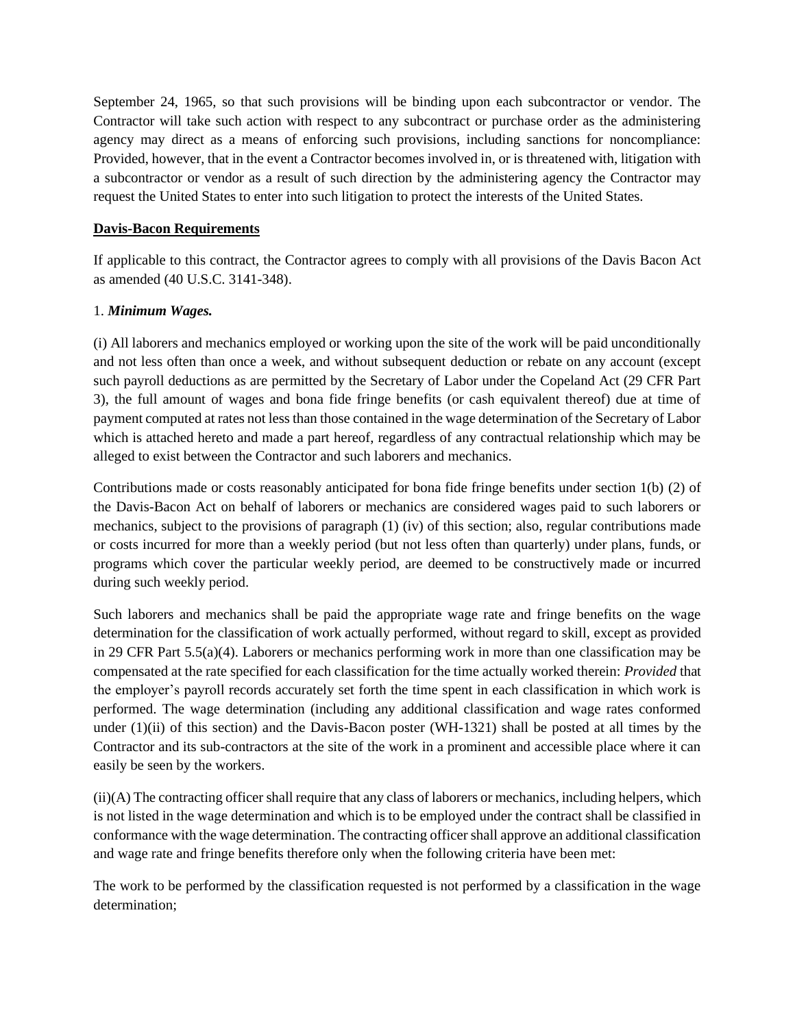September 24, 1965, so that such provisions will be binding upon each subcontractor or vendor. The Contractor will take such action with respect to any subcontract or purchase order as the administering agency may direct as a means of enforcing such provisions, including sanctions for noncompliance: Provided, however, that in the event a Contractor becomes involved in, or is threatened with, litigation with a subcontractor or vendor as a result of such direction by the administering agency the Contractor may request the United States to enter into such litigation to protect the interests of the United States.

**Davis-Bacon Requirements**

If applicable to this contract, the Contractor agrees to comply with all provisions of the Davis Bacon Act as amended (40 U.S.C. 3141-348).

1. ***Minimum Wages.***

(i) All laborers and mechanics employed or working upon the site of the work will be paid unconditionally and not less often than once a week, and without subsequent deduction or rebate on any account (except such payroll deductions as are permitted by the Secretary of Labor under the Copeland Act (29 CFR Part 3), the full amount of wages and bona fide fringe benefits (or cash equivalent thereof) due at time of payment computed at rates not less than those contained in the wage determination of the Secretary of Labor which is attached hereto and made a part hereof, regardless of any contractual relationship which may be alleged to exist between the Contractor and such laborers and mechanics.

Contributions made or costs reasonably anticipated for bona fide fringe benefits under section 1(b) (2) of the Davis-Bacon Act on behalf of laborers or mechanics are considered wages paid to such laborers or mechanics, subject to the provisions of paragraph (1) (iv) of this section; also, regular contributions made or costs incurred for more than a weekly period (but not less often than quarterly) under plans, funds, or programs which cover the particular weekly period, are deemed to be constructively made or incurred during such weekly period.

Such laborers and mechanics shall be paid the appropriate wage rate and fringe benefits on the wage determination for the classification of work actually performed, without regard to skill, except as provided in 29 CFR Part 5.5(a)(4). Laborers or mechanics performing work in more than one classification may be compensated at the rate specified for each classification for the time actually worked therein: *Provided* that the employer's payroll records accurately set forth the time spent in each classification in which work is performed. The wage determination (including any additional classification and wage rates conformed under (1)(ii) of this section) and the Davis-Bacon poster (WH-1321) shall be posted at all times by the Contractor and its sub-contractors at the site of the work in a prominent and accessible place where it can easily be seen by the workers.

(ii)(A) The contracting officer shall require that any class of laborers or mechanics, including helpers, which is not listed in the wage determination and which is to be employed under the contract shall be classified in conformance with the wage determination. The contracting officer shall approve an additional classification and wage rate and fringe benefits therefore only when the following criteria have been met:

The work to be performed by the classification requested is not performed by a classification in the wage determination;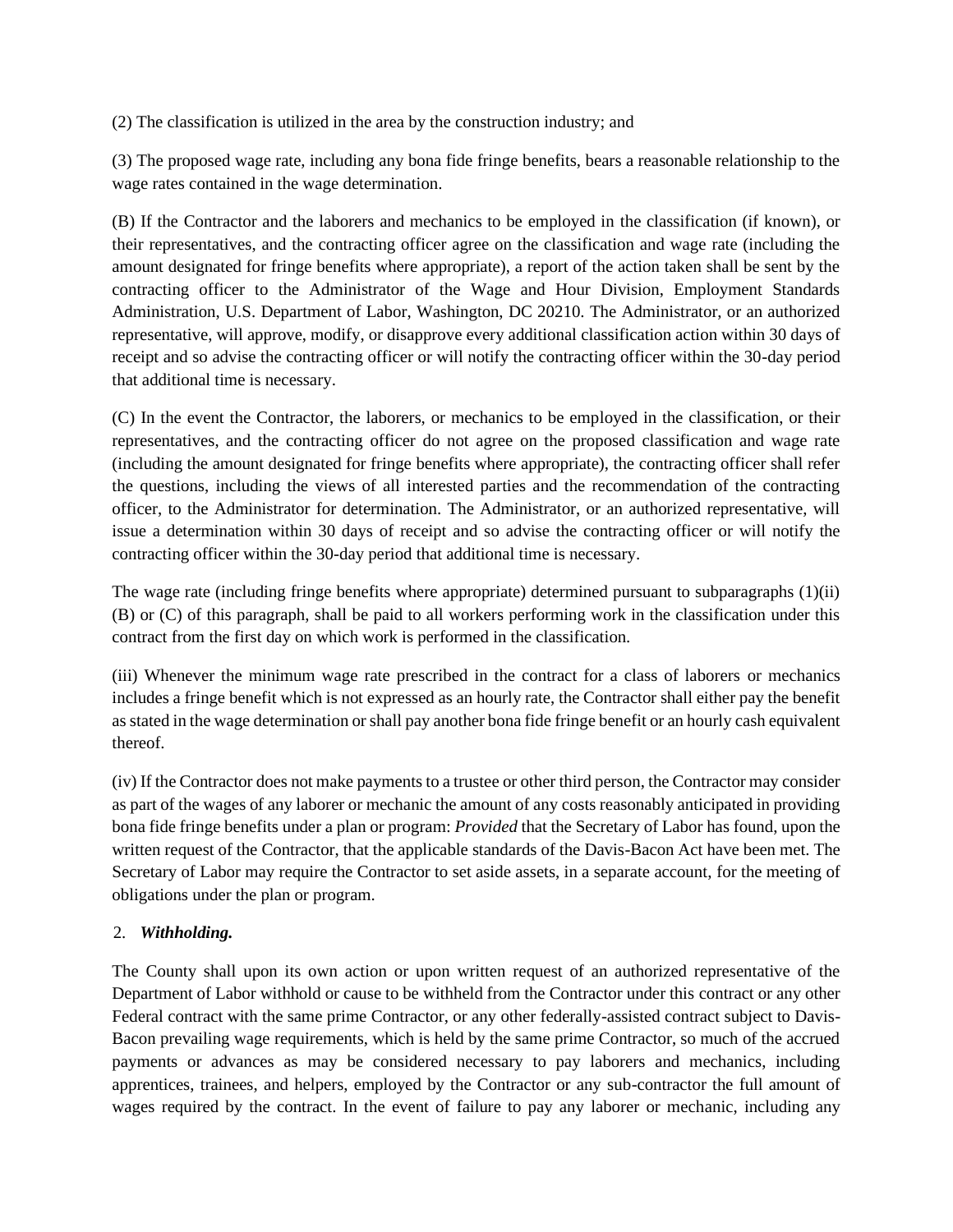(2) The classification is utilized in the area by the construction industry; and

(3) The proposed wage rate, including any bona fide fringe benefits, bears a reasonable relationship to the wage rates contained in the wage determination.

(B) If the Contractor and the laborers and mechanics to be employed in the classification (if known), or their representatives, and the contracting officer agree on the classification and wage rate (including the amount designated for fringe benefits where appropriate), a report of the action taken shall be sent by the contracting officer to the Administrator of the Wage and Hour Division, Employment Standards Administration, U.S. Department of Labor, Washington, DC 20210. The Administrator, or an authorized representative, will approve, modify, or disapprove every additional classification action within 30 days of receipt and so advise the contracting officer or will notify the contracting officer within the 30-day period that additional time is necessary.

(C) In the event the Contractor, the laborers, or mechanics to be employed in the classification, or their representatives, and the contracting officer do not agree on the proposed classification and wage rate (including the amount designated for fringe benefits where appropriate), the contracting officer shall refer the questions, including the views of all interested parties and the recommendation of the contracting officer, to the Administrator for determination. The Administrator, or an authorized representative, will issue a determination within 30 days of receipt and so advise the contracting officer or will notify the contracting officer within the 30-day period that additional time is necessary.

The wage rate (including fringe benefits where appropriate) determined pursuant to subparagraphs (1)(ii)(B) or (C) of this paragraph, shall be paid to all workers performing work in the classification under this contract from the first day on which work is performed in the classification.

(iii) Whenever the minimum wage rate prescribed in the contract for a class of laborers or mechanics includes a fringe benefit which is not expressed as an hourly rate, the Contractor shall either pay the benefit as stated in the wage determination or shall pay another bona fide fringe benefit or an hourly cash equivalent thereof.

(iv) If the Contractor does not make payments to a trustee or other third person, the Contractor may consider as part of the wages of any laborer or mechanic the amount of any costs reasonably anticipated in providing bona fide fringe benefits under a plan or program: *Provided* that the Secretary of Labor has found, upon the written request of the Contractor, that the applicable standards of the Davis-Bacon Act have been met. The Secretary of Labor may require the Contractor to set aside assets, in a separate account, for the meeting of obligations under the plan or program.

2. ***Withholding.***

The County shall upon its own action or upon written request of an authorized representative of the Department of Labor withhold or cause to be withheld from the Contractor under this contract or any other Federal contract with the same prime Contractor, or any other federally-assisted contract subject to Davis-Bacon prevailing wage requirements, which is held by the same prime Contractor, so much of the accrued payments or advances as may be considered necessary to pay laborers and mechanics, including apprentices, trainees, and helpers, employed by the Contractor or any sub-contractor the full amount of wages required by the contract. In the event of failure to pay any laborer or mechanic, including any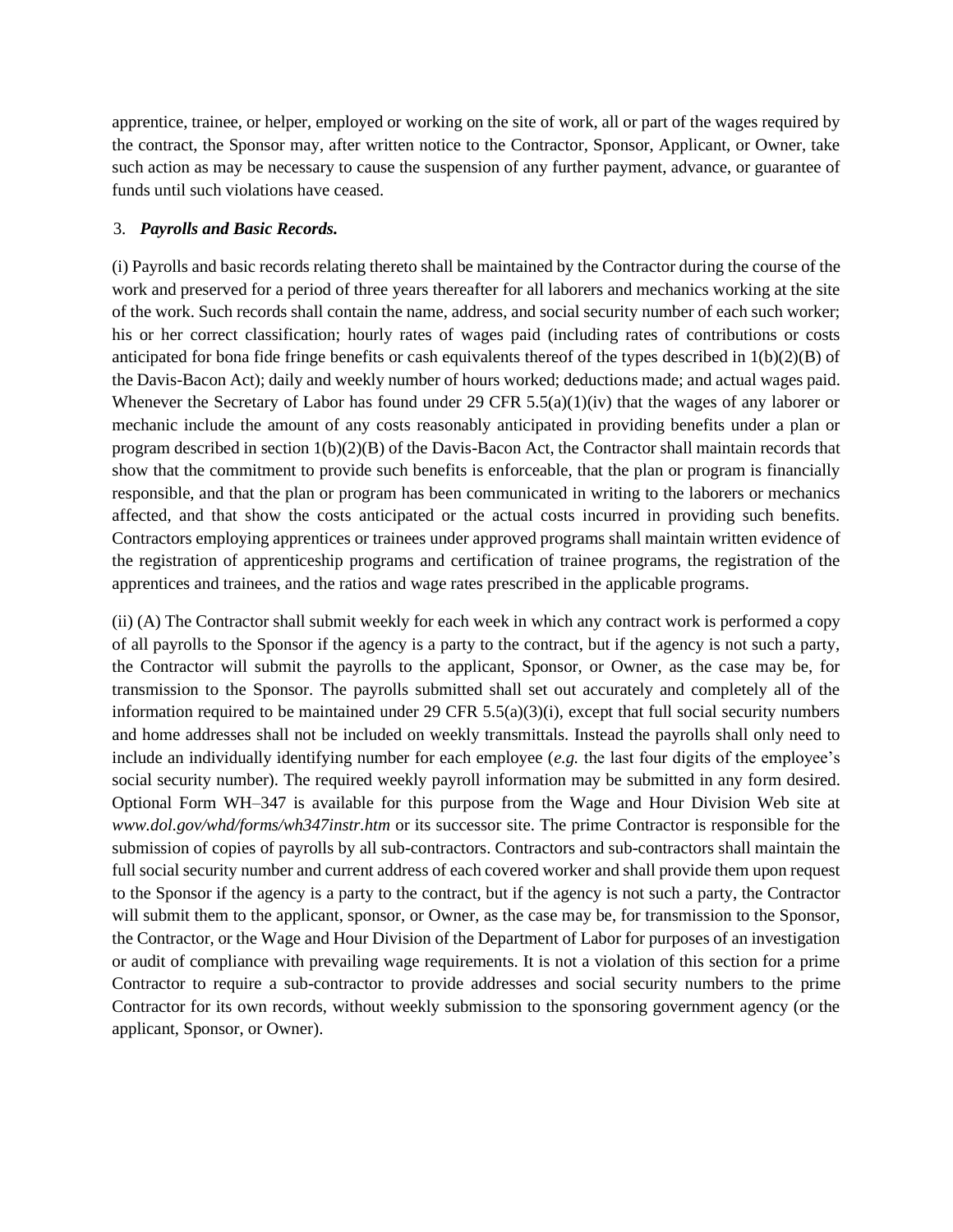apprentice, trainee, or helper, employed or working on the site of work, all or part of the wages required by the contract, the Sponsor may, after written notice to the Contractor, Sponsor, Applicant, or Owner, take such action as may be necessary to cause the suspension of any further payment, advance, or guarantee of funds until such violations have ceased.

3. ***Payrolls and Basic Records.***

(i) Payrolls and basic records relating thereto shall be maintained by the Contractor during the course of the work and preserved for a period of three years thereafter for all laborers and mechanics working at the site of the work. Such records shall contain the name, address, and social security number of each such worker; his or her correct classification; hourly rates of wages paid (including rates of contributions or costs anticipated for bona fide fringe benefits or cash equivalents thereof of the types described in 1(b)(2)(B) of the Davis-Bacon Act); daily and weekly number of hours worked; deductions made; and actual wages paid. Whenever the Secretary of Labor has found under 29 CFR 5.5(a)(1)(iv) that the wages of any laborer or mechanic include the amount of any costs reasonably anticipated in providing benefits under a plan or program described in section 1(b)(2)(B) of the Davis-Bacon Act, the Contractor shall maintain records that show that the commitment to provide such benefits is enforceable, that the plan or program is financially responsible, and that the plan or program has been communicated in writing to the laborers or mechanics affected, and that show the costs anticipated or the actual costs incurred in providing such benefits. Contractors employing apprentices or trainees under approved programs shall maintain written evidence of the registration of apprenticeship programs and certification of trainee programs, the registration of the apprentices and trainees, and the ratios and wage rates prescribed in the applicable programs.

(ii) (A) The Contractor shall submit weekly for each week in which any contract work is performed a copy of all payrolls to the Sponsor if the agency is a party to the contract, but if the agency is not such a party, the Contractor will submit the payrolls to the applicant, Sponsor, or Owner, as the case may be, for transmission to the Sponsor. The payrolls submitted shall set out accurately and completely all of the information required to be maintained under 29 CFR 5.5(a)(3)(i), except that full social security numbers and home addresses shall not be included on weekly transmittals. Instead the payrolls shall only need to include an individually identifying number for each employee (*e.g.* the last four digits of the employee's social security number). The required weekly payroll information may be submitted in any form desired. Optional Form WH–347 is available for this purpose from the Wage and Hour Division Web site at *www.dol.gov/whd/forms/wh347instr.htm* or its successor site. The prime Contractor is responsible for the submission of copies of payrolls by all sub-contractors. Contractors and sub-contractors shall maintain the full social security number and current address of each covered worker and shall provide them upon request to the Sponsor if the agency is a party to the contract, but if the agency is not such a party, the Contractor will submit them to the applicant, sponsor, or Owner, as the case may be, for transmission to the Sponsor, the Contractor, or the Wage and Hour Division of the Department of Labor for purposes of an investigation or audit of compliance with prevailing wage requirements. It is not a violation of this section for a prime Contractor to require a sub-contractor to provide addresses and social security numbers to the prime Contractor for its own records, without weekly submission to the sponsoring government agency (or the applicant, Sponsor, or Owner).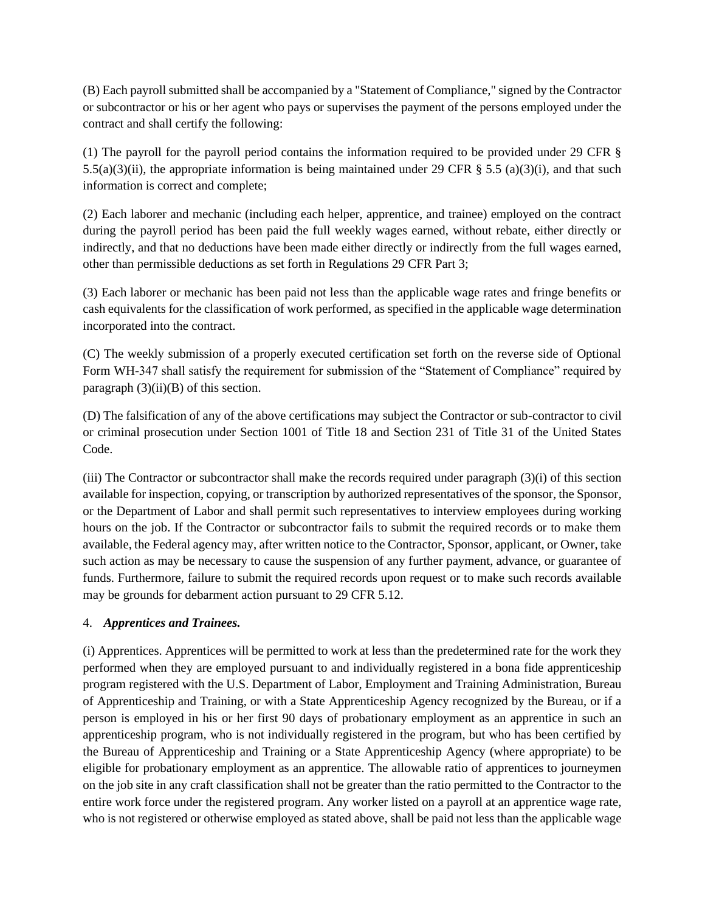(B) Each payroll submitted shall be accompanied by a "Statement of Compliance," signed by the Contractor or subcontractor or his or her agent who pays or supervises the payment of the persons employed under the contract and shall certify the following:

(1) The payroll for the payroll period contains the information required to be provided under 29 CFR § 5.5(a)(3)(ii), the appropriate information is being maintained under 29 CFR § 5.5 (a)(3)(i), and that such information is correct and complete;

(2) Each laborer and mechanic (including each helper, apprentice, and trainee) employed on the contract during the payroll period has been paid the full weekly wages earned, without rebate, either directly or indirectly, and that no deductions have been made either directly or indirectly from the full wages earned, other than permissible deductions as set forth in Regulations 29 CFR Part 3;

(3) Each laborer or mechanic has been paid not less than the applicable wage rates and fringe benefits or cash equivalents for the classification of work performed, as specified in the applicable wage determination incorporated into the contract.

(C) The weekly submission of a properly executed certification set forth on the reverse side of Optional Form WH-347 shall satisfy the requirement for submission of the "Statement of Compliance" required by paragraph (3)(ii)(B) of this section.

(D) The falsification of any of the above certifications may subject the Contractor or sub-contractor to civil or criminal prosecution under Section 1001 of Title 18 and Section 231 of Title 31 of the United States Code.

(iii) The Contractor or subcontractor shall make the records required under paragraph (3)(i) of this section available for inspection, copying, or transcription by authorized representatives of the sponsor, the Sponsor, or the Department of Labor and shall permit such representatives to interview employees during working hours on the job. If the Contractor or subcontractor fails to submit the required records or to make them available, the Federal agency may, after written notice to the Contractor, Sponsor, applicant, or Owner, take such action as may be necessary to cause the suspension of any further payment, advance, or guarantee of funds. Furthermore, failure to submit the required records upon request or to make such records available may be grounds for debarment action pursuant to 29 CFR 5.12.

4. ***Apprentices and Trainees.***

(i) Apprentices. Apprentices will be permitted to work at less than the predetermined rate for the work they performed when they are employed pursuant to and individually registered in a bona fide apprenticeship program registered with the U.S. Department of Labor, Employment and Training Administration, Bureau of Apprenticeship and Training, or with a State Apprenticeship Agency recognized by the Bureau, or if a person is employed in his or her first 90 days of probationary employment as an apprentice in such an apprenticeship program, who is not individually registered in the program, but who has been certified by the Bureau of Apprenticeship and Training or a State Apprenticeship Agency (where appropriate) to be eligible for probationary employment as an apprentice. The allowable ratio of apprentices to journeymen on the job site in any craft classification shall not be greater than the ratio permitted to the Contractor to the entire work force under the registered program. Any worker listed on a payroll at an apprentice wage rate, who is not registered or otherwise employed as stated above, shall be paid not less than the applicable wage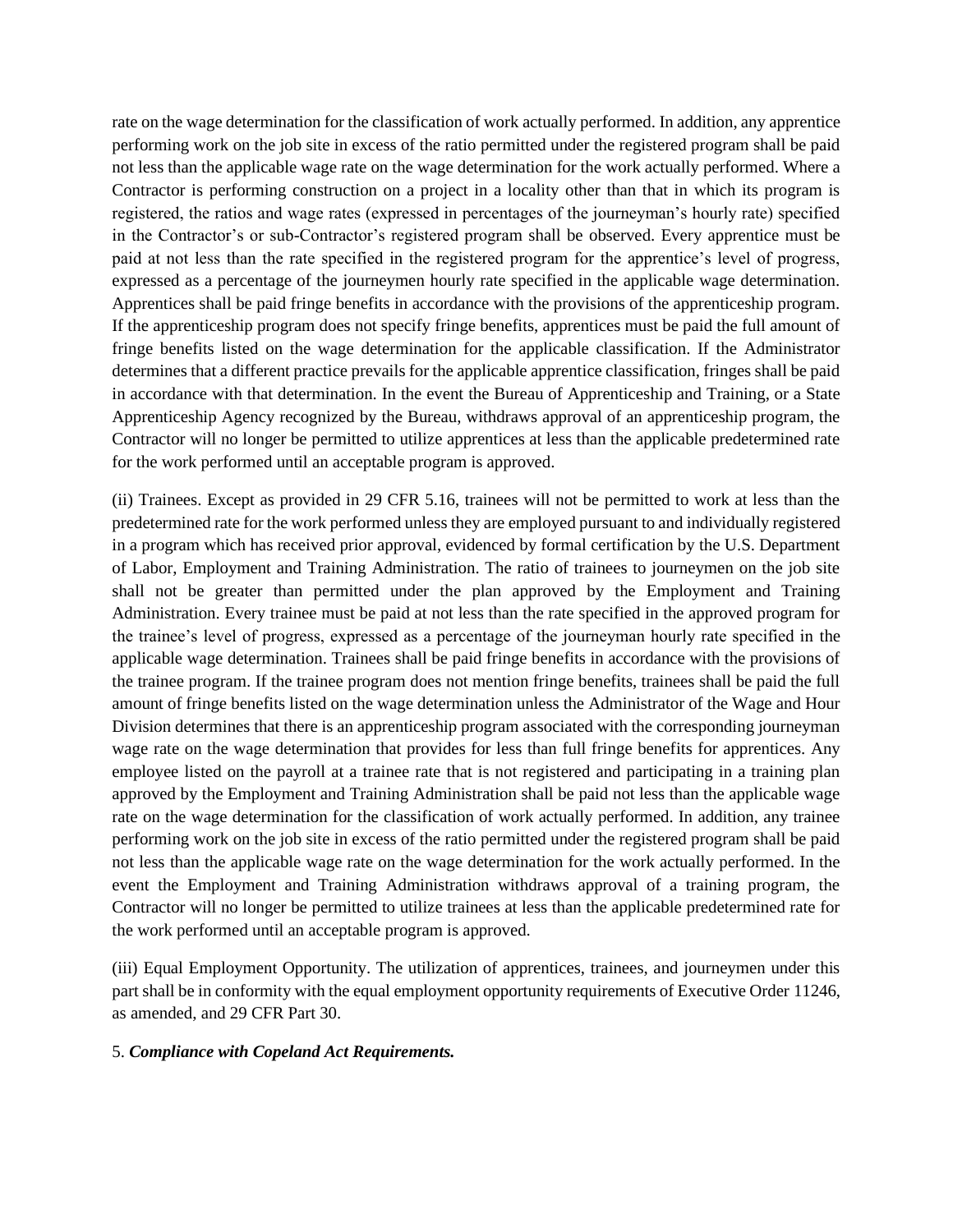rate on the wage determination for the classification of work actually performed. In addition, any apprentice performing work on the job site in excess of the ratio permitted under the registered program shall be paid not less than the applicable wage rate on the wage determination for the work actually performed. Where a Contractor is performing construction on a project in a locality other than that in which its program is registered, the ratios and wage rates (expressed in percentages of the journeyman's hourly rate) specified in the Contractor's or sub-Contractor's registered program shall be observed. Every apprentice must be paid at not less than the rate specified in the registered program for the apprentice's level of progress, expressed as a percentage of the journeymen hourly rate specified in the applicable wage determination. Apprentices shall be paid fringe benefits in accordance with the provisions of the apprenticeship program. If the apprenticeship program does not specify fringe benefits, apprentices must be paid the full amount of fringe benefits listed on the wage determination for the applicable classification. If the Administrator determines that a different practice prevails for the applicable apprentice classification, fringes shall be paid in accordance with that determination. In the event the Bureau of Apprenticeship and Training, or a State Apprenticeship Agency recognized by the Bureau, withdraws approval of an apprenticeship program, the Contractor will no longer be permitted to utilize apprentices at less than the applicable predetermined rate for the work performed until an acceptable program is approved.

(ii) Trainees. Except as provided in 29 CFR 5.16, trainees will not be permitted to work at less than the predetermined rate for the work performed unless they are employed pursuant to and individually registered in a program which has received prior approval, evidenced by formal certification by the U.S. Department of Labor, Employment and Training Administration. The ratio of trainees to journeymen on the job site shall not be greater than permitted under the plan approved by the Employment and Training Administration. Every trainee must be paid at not less than the rate specified in the approved program for the trainee's level of progress, expressed as a percentage of the journeyman hourly rate specified in the applicable wage determination. Trainees shall be paid fringe benefits in accordance with the provisions of the trainee program. If the trainee program does not mention fringe benefits, trainees shall be paid the full amount of fringe benefits listed on the wage determination unless the Administrator of the Wage and Hour Division determines that there is an apprenticeship program associated with the corresponding journeyman wage rate on the wage determination that provides for less than full fringe benefits for apprentices. Any employee listed on the payroll at a trainee rate that is not registered and participating in a training plan approved by the Employment and Training Administration shall be paid not less than the applicable wage rate on the wage determination for the classification of work actually performed. In addition, any trainee performing work on the job site in excess of the ratio permitted under the registered program shall be paid not less than the applicable wage rate on the wage determination for the work actually performed. In the event the Employment and Training Administration withdraws approval of a training program, the Contractor will no longer be permitted to utilize trainees at less than the applicable predetermined rate for the work performed until an acceptable program is approved.

(iii) Equal Employment Opportunity. The utilization of apprentices, trainees, and journeymen under this part shall be in conformity with the equal employment opportunity requirements of Executive Order 11246, as amended, and 29 CFR Part 30.

5. ***Compliance with Copeland Act Requirements.***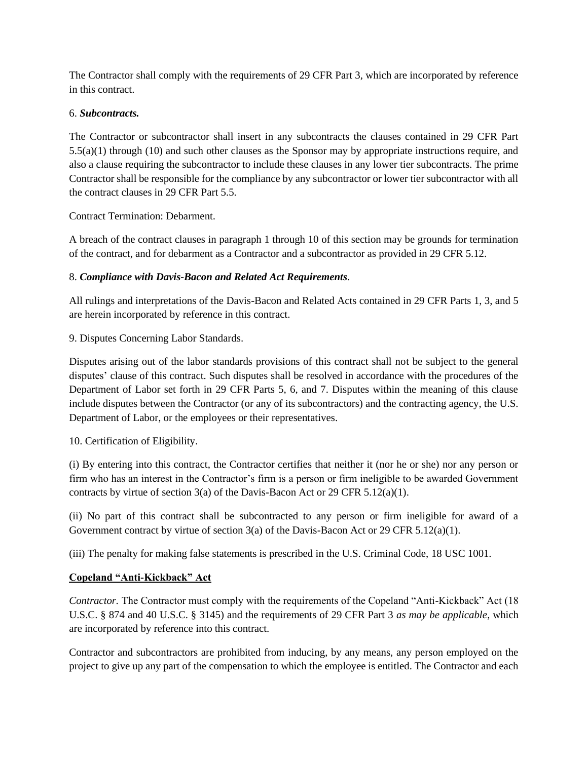The Contractor shall comply with the requirements of 29 CFR Part 3, which are incorporated by reference in this contract.

6. ***Subcontracts.***

The Contractor or subcontractor shall insert in any subcontracts the clauses contained in 29 CFR Part 5.5(a)(1) through (10) and such other clauses as the Sponsor may by appropriate instructions require, and also a clause requiring the subcontractor to include these clauses in any lower tier subcontracts. The prime Contractor shall be responsible for the compliance by any subcontractor or lower tier subcontractor with all the contract clauses in 29 CFR Part 5.5.

Contract Termination: Debarment.

A breach of the contract clauses in paragraph 1 through 10 of this section may be grounds for termination of the contract, and for debarment as a Contractor and a subcontractor as provided in 29 CFR 5.12.

8. ***Compliance with Davis-Bacon and Related Act Requirements***.

All rulings and interpretations of the Davis-Bacon and Related Acts contained in 29 CFR Parts 1, 3, and 5 are herein incorporated by reference in this contract.

9. Disputes Concerning Labor Standards.

Disputes arising out of the labor standards provisions of this contract shall not be subject to the general disputes' clause of this contract. Such disputes shall be resolved in accordance with the procedures of the Department of Labor set forth in 29 CFR Parts 5, 6, and 7. Disputes within the meaning of this clause include disputes between the Contractor (or any of its subcontractors) and the contracting agency, the U.S. Department of Labor, or the employees or their representatives.

10. Certification of Eligibility.

(i) By entering into this contract, the Contractor certifies that neither it (nor he or she) nor any person or firm who has an interest in the Contractor's firm is a person or firm ineligible to be awarded Government contracts by virtue of section 3(a) of the Davis-Bacon Act or 29 CFR 5.12(a)(1).

(ii) No part of this contract shall be subcontracted to any person or firm ineligible for award of a Government contract by virtue of section 3(a) of the Davis-Bacon Act or 29 CFR 5.12(a)(1).

(iii) The penalty for making false statements is prescribed in the U.S. Criminal Code, 18 USC 1001.

**Copeland "Anti-Kickback" Act**

*Contractor.* The Contractor must comply with the requirements of the Copeland "Anti-Kickback" Act (18 U.S.C. § 874 and 40 U.S.C. § 3145) and the requirements of 29 CFR Part 3 *as may be applicable*, which are incorporated by reference into this contract.

Contractor and subcontractors are prohibited from inducing, by any means, any person employed on the project to give up any part of the compensation to which the employee is entitled. The Contractor and each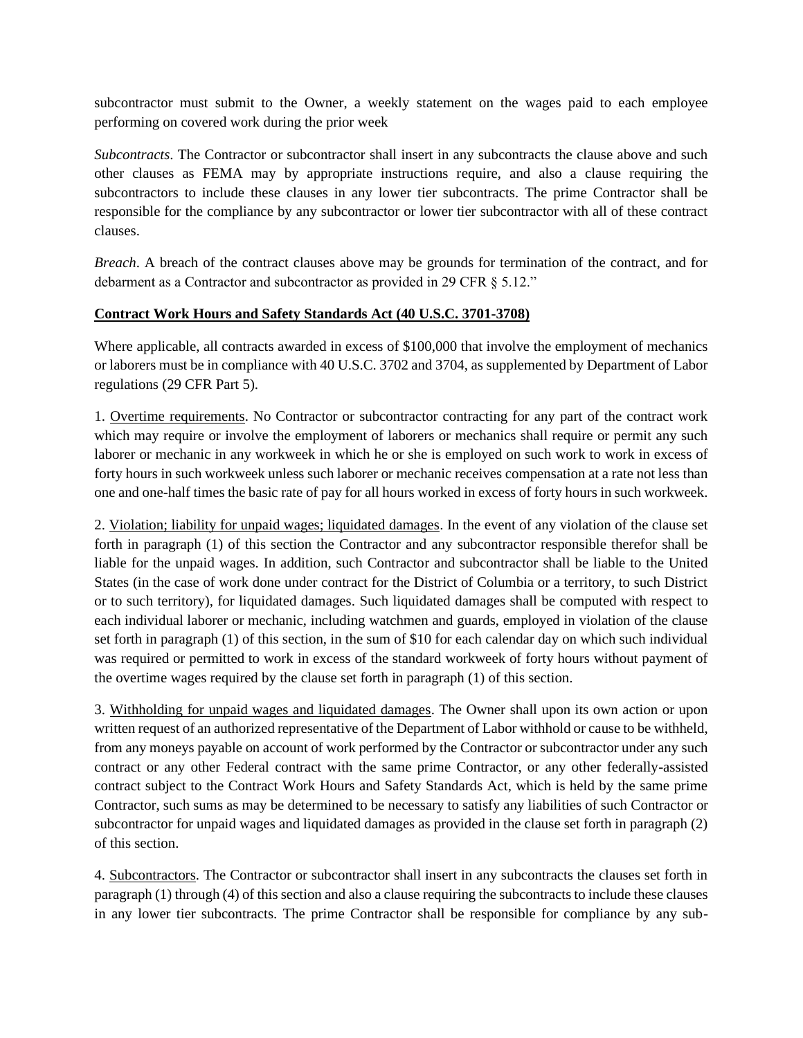subcontractor must submit to the Owner, a weekly statement on the wages paid to each employee performing on covered work during the prior week

*Subcontracts*. The Contractor or subcontractor shall insert in any subcontracts the clause above and such other clauses as FEMA may by appropriate instructions require, and also a clause requiring the subcontractors to include these clauses in any lower tier subcontracts. The prime Contractor shall be responsible for the compliance by any subcontractor or lower tier subcontractor with all of these contract clauses.

*Breach*. A breach of the contract clauses above may be grounds for termination of the contract, and for debarment as a Contractor and subcontractor as provided in 29 CFR § 5.12."

**Contract Work Hours and Safety Standards Act (40 U.S.C. 3701-3708)**

Where applicable, all contracts awarded in excess of $100,000 that involve the employment of mechanics or laborers must be in compliance with 40 U.S.C. 3702 and 3704, as supplemented by Department of Labor regulations (29 CFR Part 5).

1. Overtime requirements. No Contractor or subcontractor contracting for any part of the contract work which may require or involve the employment of laborers or mechanics shall require or permit any such laborer or mechanic in any workweek in which he or she is employed on such work to work in excess of forty hours in such workweek unless such laborer or mechanic receives compensation at a rate not less than one and one-half times the basic rate of pay for all hours worked in excess of forty hours in such workweek.

2. Violation; liability for unpaid wages; liquidated damages. In the event of any violation of the clause set forth in paragraph (1) of this section the Contractor and any subcontractor responsible therefor shall be liable for the unpaid wages. In addition, such Contractor and subcontractor shall be liable to the United States (in the case of work done under contract for the District of Columbia or a territory, to such District or to such territory), for liquidated damages. Such liquidated damages shall be computed with respect to each individual laborer or mechanic, including watchmen and guards, employed in violation of the clause set forth in paragraph (1) of this section, in the sum of $10 for each calendar day on which such individual was required or permitted to work in excess of the standard workweek of forty hours without payment of the overtime wages required by the clause set forth in paragraph (1) of this section.

3. Withholding for unpaid wages and liquidated damages. The Owner shall upon its own action or upon written request of an authorized representative of the Department of Labor withhold or cause to be withheld, from any moneys payable on account of work performed by the Contractor or subcontractor under any such contract or any other Federal contract with the same prime Contractor, or any other federally-assisted contract subject to the Contract Work Hours and Safety Standards Act, which is held by the same prime Contractor, such sums as may be determined to be necessary to satisfy any liabilities of such Contractor or subcontractor for unpaid wages and liquidated damages as provided in the clause set forth in paragraph (2) of this section.

4. Subcontractors. The Contractor or subcontractor shall insert in any subcontracts the clauses set forth in paragraph (1) through (4) of this section and also a clause requiring the subcontracts to include these clauses in any lower tier subcontracts. The prime Contractor shall be responsible for compliance by any sub-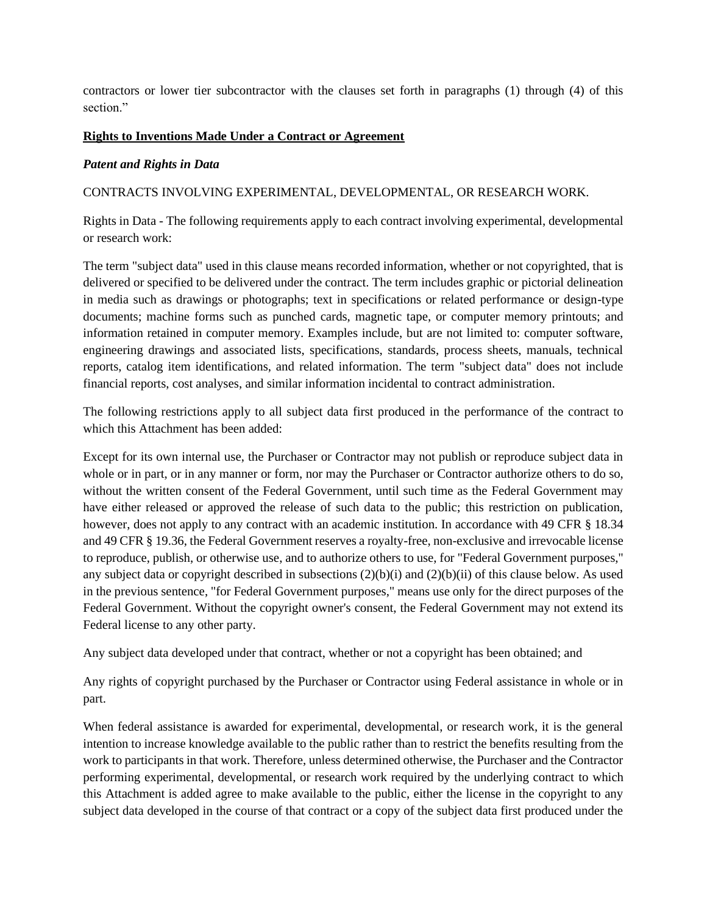contractors or lower tier subcontractor with the clauses set forth in paragraphs (1) through (4) of this section."

**Rights to Inventions Made Under a Contract or Agreement**

***Patent and Rights in Data***

CONTRACTS INVOLVING EXPERIMENTAL, DEVELOPMENTAL, OR RESEARCH WORK.

Rights in Data - The following requirements apply to each contract involving experimental, developmental or research work:

The term "subject data" used in this clause means recorded information, whether or not copyrighted, that is delivered or specified to be delivered under the contract. The term includes graphic or pictorial delineation in media such as drawings or photographs; text in specifications or related performance or design-type documents; machine forms such as punched cards, magnetic tape, or computer memory printouts; and information retained in computer memory. Examples include, but are not limited to: computer software, engineering drawings and associated lists, specifications, standards, process sheets, manuals, technical reports, catalog item identifications, and related information. The term "subject data" does not include financial reports, cost analyses, and similar information incidental to contract administration.

The following restrictions apply to all subject data first produced in the performance of the contract to which this Attachment has been added:

Except for its own internal use, the Purchaser or Contractor may not publish or reproduce subject data in whole or in part, or in any manner or form, nor may the Purchaser or Contractor authorize others to do so, without the written consent of the Federal Government, until such time as the Federal Government may have either released or approved the release of such data to the public; this restriction on publication, however, does not apply to any contract with an academic institution. In accordance with 49 CFR § 18.34 and 49 CFR § 19.36, the Federal Government reserves a royalty-free, non-exclusive and irrevocable license to reproduce, publish, or otherwise use, and to authorize others to use, for "Federal Government purposes," any subject data or copyright described in subsections (2)(b)(i) and (2)(b)(ii) of this clause below. As used in the previous sentence, "for Federal Government purposes," means use only for the direct purposes of the Federal Government. Without the copyright owner's consent, the Federal Government may not extend its Federal license to any other party.

Any subject data developed under that contract, whether or not a copyright has been obtained; and

Any rights of copyright purchased by the Purchaser or Contractor using Federal assistance in whole or in part.

When federal assistance is awarded for experimental, developmental, or research work, it is the general intention to increase knowledge available to the public rather than to restrict the benefits resulting from the work to participants in that work. Therefore, unless determined otherwise, the Purchaser and the Contractor performing experimental, developmental, or research work required by the underlying contract to which this Attachment is added agree to make available to the public, either the license in the copyright to any subject data developed in the course of that contract or a copy of the subject data first produced under the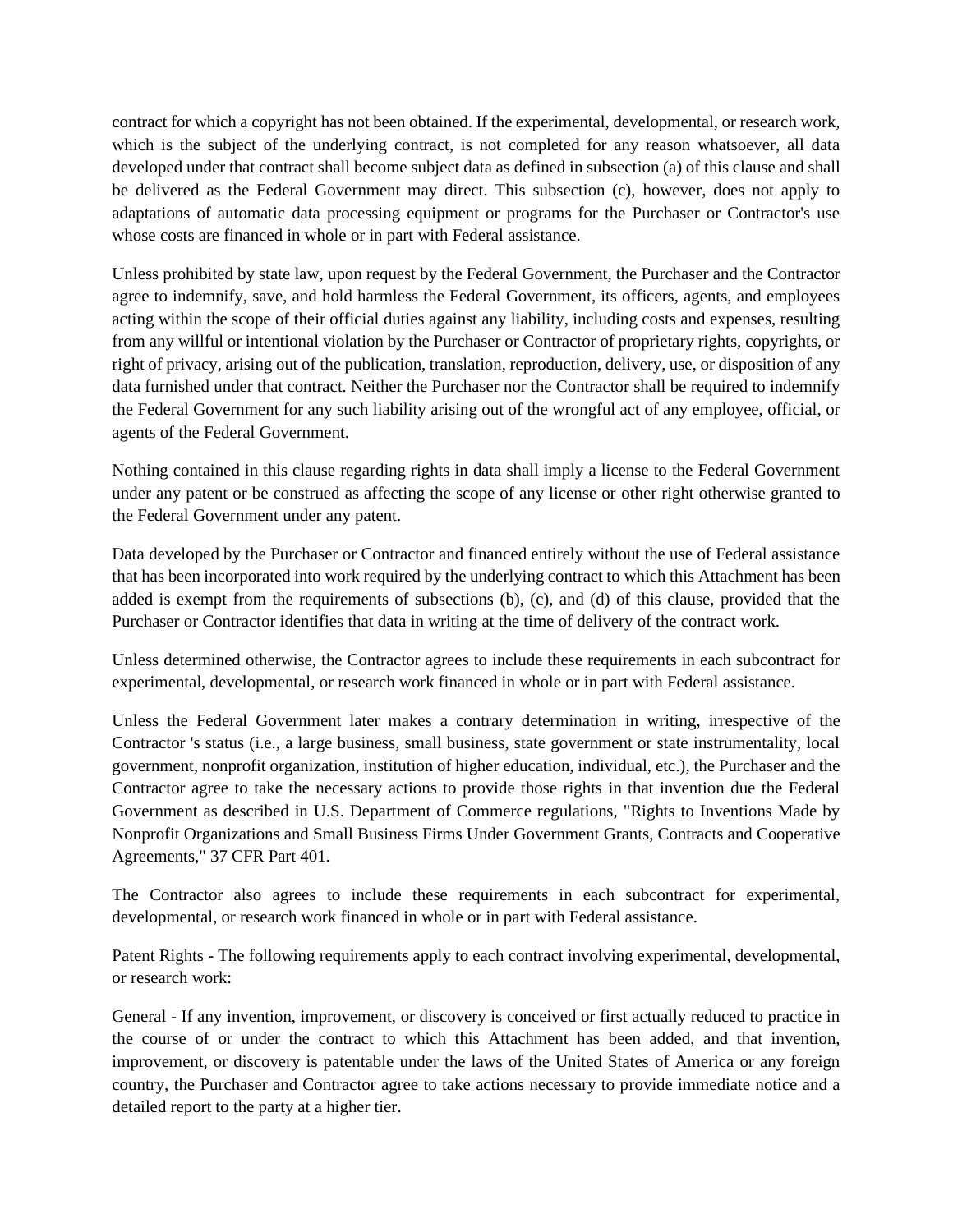contract for which a copyright has not been obtained. If the experimental, developmental, or research work, which is the subject of the underlying contract, is not completed for any reason whatsoever, all data developed under that contract shall become subject data as defined in subsection (a) of this clause and shall be delivered as the Federal Government may direct. This subsection (c), however, does not apply to adaptations of automatic data processing equipment or programs for the Purchaser or Contractor's use whose costs are financed in whole or in part with Federal assistance.

Unless prohibited by state law, upon request by the Federal Government, the Purchaser and the Contractor agree to indemnify, save, and hold harmless the Federal Government, its officers, agents, and employees acting within the scope of their official duties against any liability, including costs and expenses, resulting from any willful or intentional violation by the Purchaser or Contractor of proprietary rights, copyrights, or right of privacy, arising out of the publication, translation, reproduction, delivery, use, or disposition of any data furnished under that contract. Neither the Purchaser nor the Contractor shall be required to indemnify the Federal Government for any such liability arising out of the wrongful act of any employee, official, or agents of the Federal Government.

Nothing contained in this clause regarding rights in data shall imply a license to the Federal Government under any patent or be construed as affecting the scope of any license or other right otherwise granted to the Federal Government under any patent.

Data developed by the Purchaser or Contractor and financed entirely without the use of Federal assistance that has been incorporated into work required by the underlying contract to which this Attachment has been added is exempt from the requirements of subsections (b), (c), and (d) of this clause, provided that the Purchaser or Contractor identifies that data in writing at the time of delivery of the contract work.

Unless determined otherwise, the Contractor agrees to include these requirements in each subcontract for experimental, developmental, or research work financed in whole or in part with Federal assistance.

Unless the Federal Government later makes a contrary determination in writing, irrespective of the Contractor 's status (i.e., a large business, small business, state government or state instrumentality, local government, nonprofit organization, institution of higher education, individual, etc.), the Purchaser and the Contractor agree to take the necessary actions to provide those rights in that invention due the Federal Government as described in U.S. Department of Commerce regulations, "Rights to Inventions Made by Nonprofit Organizations and Small Business Firms Under Government Grants, Contracts and Cooperative Agreements," 37 CFR Part 401.

The Contractor also agrees to include these requirements in each subcontract for experimental, developmental, or research work financed in whole or in part with Federal assistance.

Patent Rights - The following requirements apply to each contract involving experimental, developmental, or research work:

General - If any invention, improvement, or discovery is conceived or first actually reduced to practice in the course of or under the contract to which this Attachment has been added, and that invention, improvement, or discovery is patentable under the laws of the United States of America or any foreign country, the Purchaser and Contractor agree to take actions necessary to provide immediate notice and a detailed report to the party at a higher tier.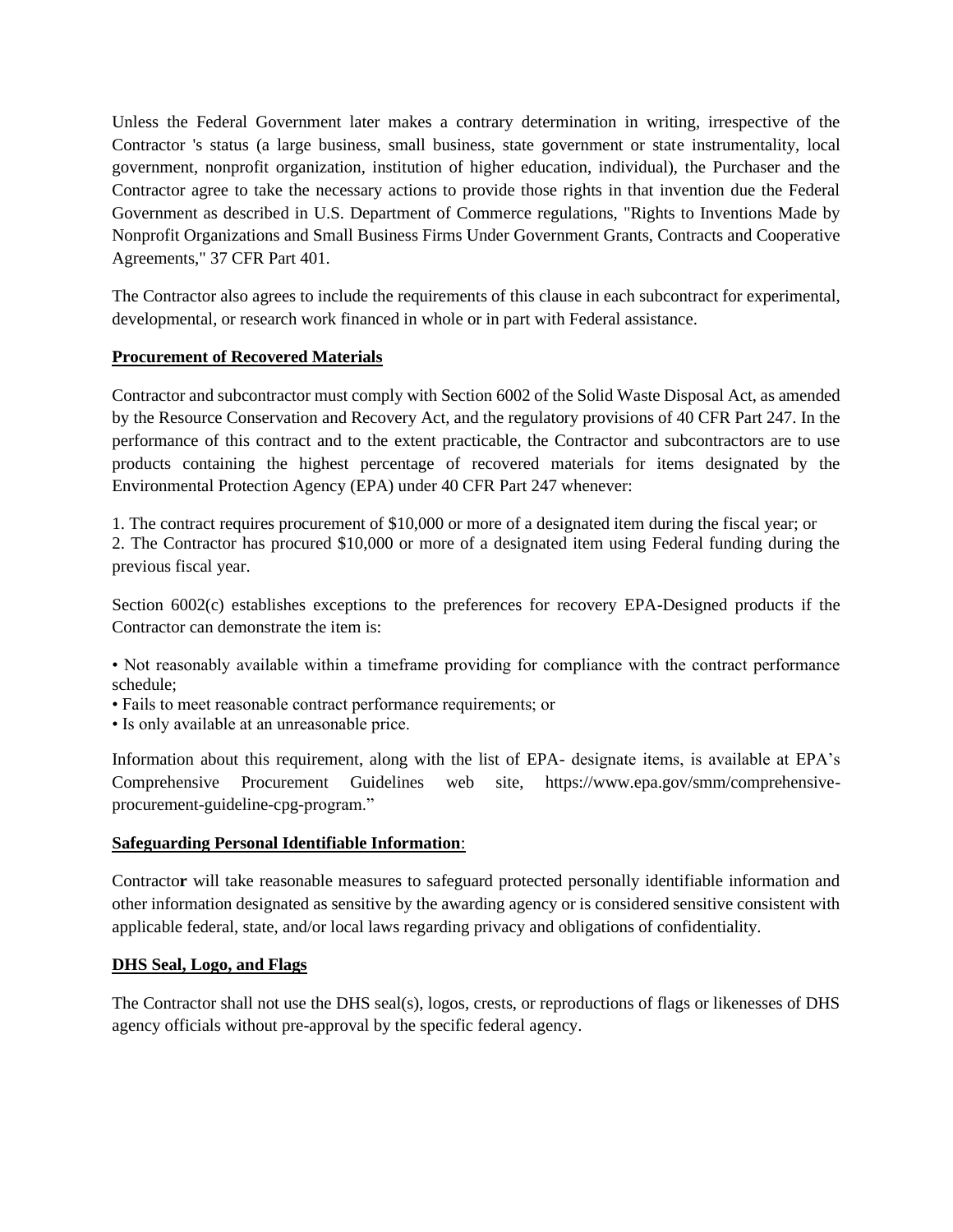Unless the Federal Government later makes a contrary determination in writing, irrespective of the Contractor 's status (a large business, small business, state government or state instrumentality, local government, nonprofit organization, institution of higher education, individual), the Purchaser and the Contractor agree to take the necessary actions to provide those rights in that invention due the Federal Government as described in U.S. Department of Commerce regulations, "Rights to Inventions Made by Nonprofit Organizations and Small Business Firms Under Government Grants, Contracts and Cooperative Agreements," 37 CFR Part 401.

The Contractor also agrees to include the requirements of this clause in each subcontract for experimental, developmental, or research work financed in whole or in part with Federal assistance.

**<u>Procurement of Recovered Materials</u>**

Contractor and subcontractor must comply with Section 6002 of the Solid Waste Disposal Act, as amended by the Resource Conservation and Recovery Act, and the regulatory provisions of 40 CFR Part 247. In the performance of this contract and to the extent practicable, the Contractor and subcontractors are to use products containing the highest percentage of recovered materials for items designated by the Environmental Protection Agency (EPA) under 40 CFR Part 247 whenever:

1. The contract requires procurement of $10,000 or more of a designated item during the fiscal year; or
2. The Contractor has procured $10,000 or more of a designated item using Federal funding during the previous fiscal year.

Section 6002(c) establishes exceptions to the preferences for recovery EPA-Designed products if the Contractor can demonstrate the item is:

- Not reasonably available within a timeframe providing for compliance with the contract performance schedule;
- Fails to meet reasonable contract performance requirements; or
- Is only available at an unreasonable price.

Information about this requirement, along with the list of EPA- designate items, is available at EPA's Comprehensive Procurement Guidelines web site, https://www.epa.gov/smm/comprehensive-procurement-guideline-cpg-program."

**<u>Safeguarding Personal Identifiable Information</u>**:

Contracto**r** will take reasonable measures to safeguard protected personally identifiable information and other information designated as sensitive by the awarding agency or is considered sensitive consistent with applicable federal, state, and/or local laws regarding privacy and obligations of confidentiality.

**<u>DHS Seal, Logo, and Flags</u>**

The Contractor shall not use the DHS seal(s), logos, crests, or reproductions of flags or likenesses of DHS agency officials without pre-approval by the specific federal agency.